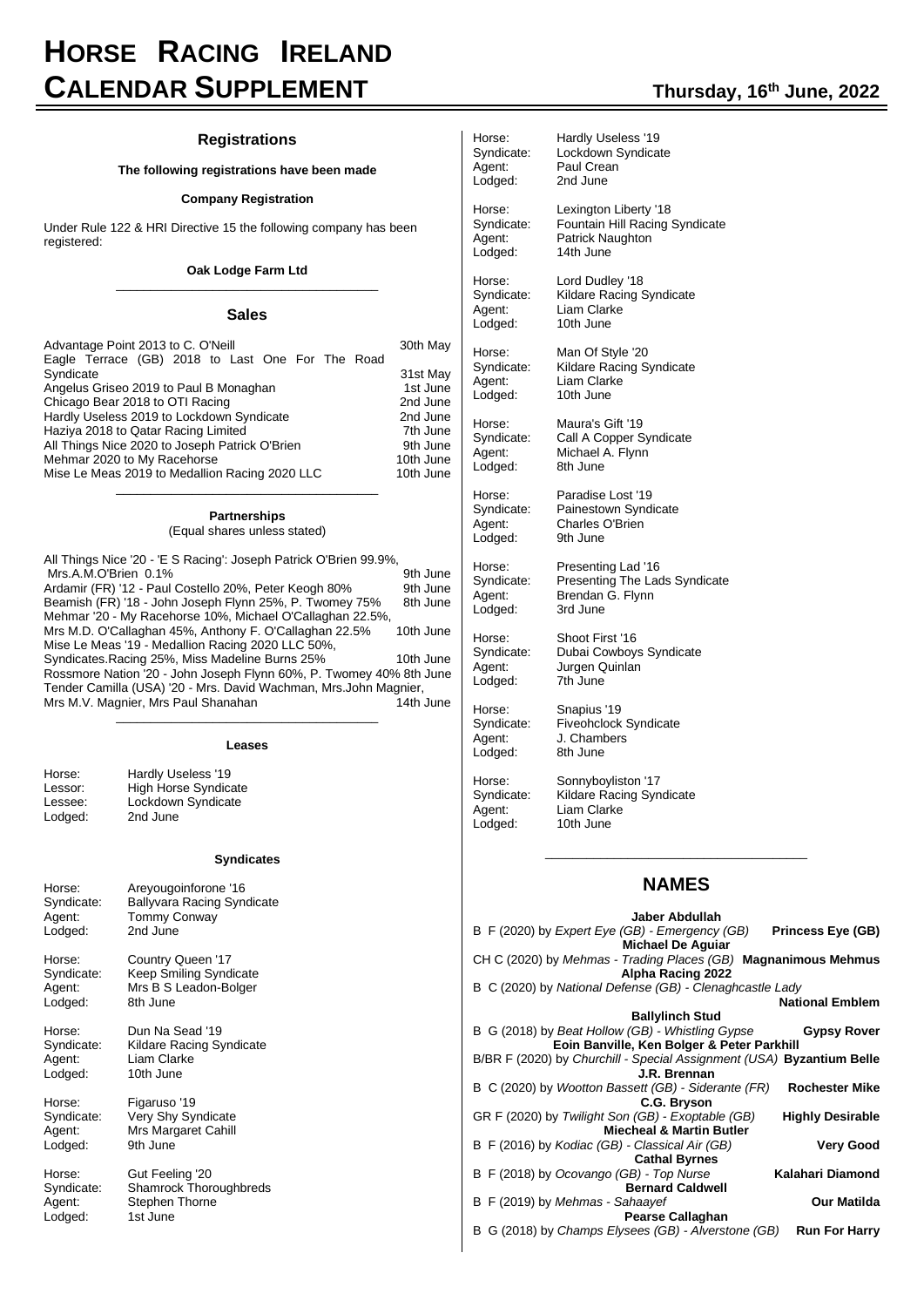# HORSE RACING IRELAND CALENDAR SUPPLEMENT

**Thursday, 16th June, 2022**

## Registrations

**The following registrations have been made**

**Company Registration**

Under Rule 122 & HRI Directive 15 the following company has been registered:

**Oak Lodge Farm Ltd**

---

## Sales

| | |
|---|---|
| Advantage Point 2013 to C. O'Neill | 30th May |
| Eagle Terrace (GB) 2018 to Last One For The Road Syndicate | 31st May |
| Angelus Griseo 2019 to Paul B Monaghan | 1st June |
| Chicago Bear 2018 to OTI Racing | 2nd June |
| Hardly Useless 2019 to Lockdown Syndicate | 2nd June |
| Haziya 2018 to Qatar Racing Limited | 7th June |
| All Things Nice 2020 to Joseph Patrick O'Brien | 9th June |
| Mehmar 2020 to My Racehorse | 10th June |
| Mise Le Meas 2019 to Medallion Racing 2020 LLC | 10th June |

---

### Partnerships

(Equal shares unless stated)

| | |
|---|---|
| All Things Nice '20 - 'E S Racing': Joseph Patrick O'Brien 99.9%, Mrs.A.M.O'Brien 0.1% | 9th June |
| Ardamir (FR) '12 - Paul Costello 20%, Peter Keogh 80% | 9th June |
| Beamish (FR) '18 - John Joseph Flynn 25%, P. Twomey 75% | 8th June |
| Mehmar '20 - My Racehorse 10%, Michael O'Callaghan 22.5%, Mrs M.D. O'Callaghan 45%, Anthony F. O'Callaghan 22.5% | 10th June |
| Mise Le Meas '19 - Medallion Racing 2020 LLC 50%, Syndicates.Racing 25%, Miss Madeline Burns 25% | 10th June |
| Rossmore Nation '20 - John Joseph Flynn 60%, P. Twomey 40% | 8th June |
| Tender Camilla (USA) '20 - Mrs. David Wachman, Mrs.John Magnier, Mrs M.V. Magnier, Mrs Paul Shanahan | 14th June |

---

### Leases

Horse: Hardly Useless '19
Lessor: High Horse Syndicate
Lessee: Lockdown Syndicate
Lodged: 2nd June

### Syndicates

Horse: Areyougoinforone '16
Syndicate: Ballyvara Racing Syndicate
Agent: Tommy Conway
Lodged: 2nd June

Horse: Country Queen '17
Syndicate: Keep Smiling Syndicate
Agent: Mrs B S Leadon-Bolger
Lodged: 8th June

Horse: Dun Na Sead '19
Syndicate: Kildare Racing Syndicate
Agent: Liam Clarke
Lodged: 10th June

Horse: Figaruso '19
Syndicate: Very Shy Syndicate
Agent: Mrs Margaret Cahill
Lodged: 9th June

Horse: Gut Feeling '20
Syndicate: Shamrock Thoroughbreds
Agent: Stephen Thorne
Lodged: 1st June

Horse: Hardly Useless '19
Syndicate: Lockdown Syndicate
Agent: Paul Crean
Lodged: 2nd June

Horse: Lexington Liberty '18
Syndicate: Fountain Hill Racing Syndicate
Agent: Patrick Naughton
Lodged: 14th June

Horse: Lord Dudley '18
Syndicate: Kildare Racing Syndicate
Agent: Liam Clarke
Lodged: 10th June

Horse: Man Of Style '20
Syndicate: Kildare Racing Syndicate
Agent: Liam Clarke
Lodged: 10th June

Horse: Maura's Gift '19
Syndicate: Call A Copper Syndicate
Agent: Michael A. Flynn
Lodged: 8th June

Horse: Paradise Lost '19
Syndicate: Painestown Syndicate
Agent: Charles O'Brien
Lodged: 9th June

Horse: Presenting Lad '16
Syndicate: Presenting The Lads Syndicate
Agent: Brendan G. Flynn
Lodged: 3rd June

Horse: Shoot First '16
Syndicate: Dubai Cowboys Syndicate
Agent: Jurgen Quinlan
Lodged: 7th June

Horse: Snapius '19
Syndicate: Fiveohclock Syndicate
Agent: J. Chambers
Lodged: 8th June

Horse: Sonnyboyliston '17
Syndicate: Kildare Racing Syndicate
Agent: Liam Clarke
Lodged: 10th June

---

## NAMES

**Jaber Abdullah**
B F (2020) by *Expert Eye (GB) - Emergency (GB)* **Princess Eye (GB)**

**Michael De Aguiar**
CH C (2020) by *Mehmas - Trading Places (GB)* **Magnanimous Mehmus**

**Alpha Racing 2022**
B C (2020) by *National Defense (GB) - Clenaghcastle Lady* **National Emblem**

**Ballylinch Stud**
B G (2018) by *Beat Hollow (GB) - Whistling Gypse* **Gypsy Rover**

**Eoin Banville, Ken Bolger & Peter Parkhill**
B/BR F (2020) by *Churchill - Special Assignment (USA)* **Byzantium Belle**

**J.R. Brennan**
B C (2020) by *Wootton Bassett (GB) - Siderante (FR)* **Rochester Mike**

**C.G. Bryson**
GR F (2020) by *Twilight Son (GB) - Exoptable (GB)* **Highly Desirable**

**Miecheal & Martin Butler**
B F (2016) by *Kodiac (GB) - Classical Air (GB)* **Very Good**

**Cathal Byrnes**
B F (2018) by *Ocovango (GB) - Top Nurse* **Kalahari Diamond**

**Bernard Caldwell**
B F (2019) by *Mehmas - Sahaayef* **Our Matilda**

**Pearse Callaghan**
B G (2018) by *Champs Elysees (GB) - Alverstone (GB)* **Run For Harry**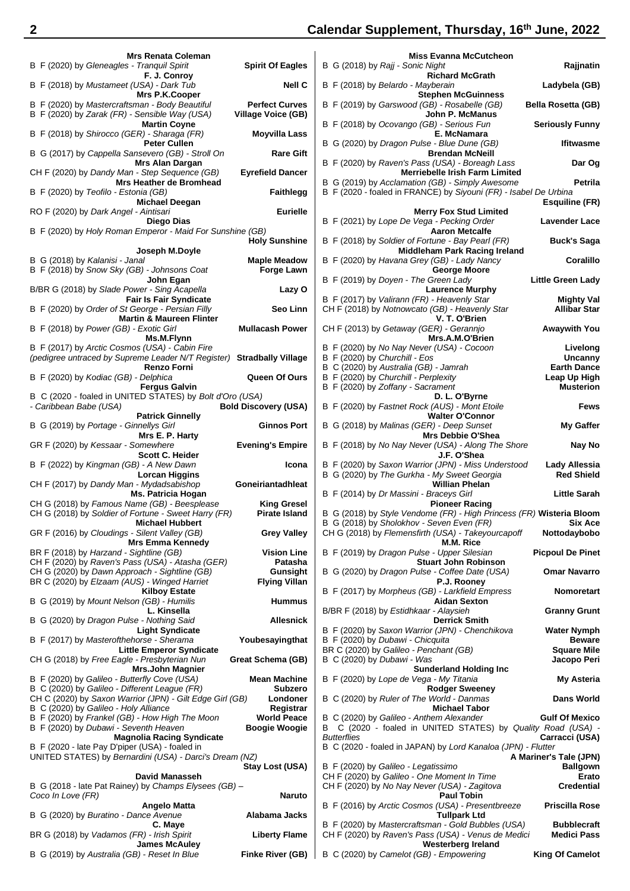**Mrs Renata Coleman**
B F (2020) by *Gleneagles - Tranquil Spirit* **Spirit Of Eagles**

**F. J. Conroy**
B F (2018) by *Mustameet (USA) - Dark Tub* **Nell C**

**Mrs P.K.Cooper**
B F (2020) by *Mastercraftsman - Body Beautiful* **Perfect Curves**
B F (2020) by *Zarak (FR) - Sensible Way (USA)* **Village Voice (GB)**

**Martin Coyne**
B F (2018) by *Shirocco (GER) - Sharaga (FR)* **Moyvilla Lass**

**Peter Cullen**
B G (2017) by *Cappella Sansevero (GB) - Stroll On* **Rare Gift**

**Mrs Alan Dargan**
CH F (2020) by *Dandy Man - Step Sequence (GB)* **Eyrefield Dancer**

**Mrs Heather de Bromhead**
B F (2020) by *Teofilo - Estonia (GB)* **Faithlegg**

**Michael Deegan**
RO F (2020) by *Dark Angel - Aintisari* **Eurielle**

**Diego Dias**
B F (2020) by *Holy Roman Emperor - Maid For Sunshine (GB)* **Holy Sunshine**

**Joseph M.Doyle**
B G (2018) by *Kalanisi - Janal* **Maple Meadow**
B F (2018) by *Snow Sky (GB) - Johnsons Coat* **Forge Lawn**

**John Egan**
B/BR G (2018) by *Slade Power - Sing Acapella* **Lazy O**

**Fair Is Fair Syndicate**
B F (2020) by *Order of St George - Persian Filly* **Seo Linn**

**Martin & Maureen Flinter**
B F (2018) by *Power (GB) - Exotic Girl* **Mullacash Power**

**Ms.M.Flynn**
B F (2017) by *Arctic Cosmos (USA) - Cabin Fire*
*(pedigree untraced by Supreme Leader N/T Register)* **Stradbally Village**

**Renzo Forni**
B F (2020) by *Kodiac (GB) - Delphica* **Queen Of Ours**

**Fergus Galvin**
B C (2020 - foaled in UNITED STATES) by *Bolt d'Oro (USA) - Caribbean Babe (USA)* **Bold Discovery (USA)**

**Patrick Ginnelly**
B G (2019) by *Portage - Ginnellys Girl* **Ginnos Port**

**Mrs E. P. Harty**
GR F (2020) by *Kessaar - Somewhere* **Evening's Empire**

**Scott C. Heider**
B F (2022) by *Kingman (GB) - A New Dawn* **Icona**

**Lorcan Higgins**
CH F (2017) by *Dandy Man - Mydadsabishop* **Goneiriantadhleat**

**Ms. Patricia Hogan**
CH G (2018) by *Famous Name (GB) - Beesplease* **King Gresel**
CH G (2018) by *Soldier of Fortune - Sweet Harry (FR)* **Pirate Island**

**Michael Hubbert**
GR F (2016) by *Cloudings - Silent Valley (GB)* **Grey Valley**

**Mrs Emma Kennedy**
BR F (2018) by *Harzand - Sightline (GB)* **Vision Line**
CH F (2020) by *Raven's Pass (USA) - Atasha (GER)* **Patasha**
CH G (2020) by *Dawn Approach - Sightline (GB)* **Gunsight**
BR C (2020) by *Elzaam (AUS) - Winged Harriet* **Flying Villan**

**Kilboy Estate**
B G (2019) by *Mount Nelson (GB) - Humilis* **Hummus**

**L. Kinsella**
B G (2020) by *Dragon Pulse - Nothing Said* **Allesnick**

**Light Syndicate**
B F (2017) by *Masterofthehorse - Sherama* **Youbesayingthat**

**Little Emperor Syndicate**
CH G (2018) by *Free Eagle - Presbyterian Nun* **Great Schema (GB)**

**Mrs.John Magnier**
B F (2020) by *Galileo - Butterfly Cove (USA)* **Mean Machine**
B C (2020) by *Galileo - Different League (FR)* **Subzero**
CH C (2020) by *Saxon Warrior (JPN) - Gilt Edge Girl (GB)* **Londoner**
B C (2020) by *Galileo - Holy Alliance* **Registrar**
B F (2020) by *Frankel (GB) - How High The Moon* **World Peace**
B F (2020) by *Dubawi - Seventh Heaven* **Boogie Woogie**

**Magnolia Racing Syndicate**
B F (2020 - late Pay D'piper (USA) - foaled in UNITED STATES) by *Bernardini (USA) - Darci's Dream (NZ)* **Stay Lost (USA)**

**David Manasseh**
B G (2018 - late Pat Rainey) by *Champs Elysees (GB) – Coco In Love (FR)* **Naruto**

**Angelo Matta**
B G (2020) by *Buratino - Dance Avenue* **Alabama Jacks**

**C. Maye**
BR G (2018) by *Vadamos (FR) - Irish Spirit* **Liberty Flame**

**James McAuley**
B G (2019) by *Australia (GB) - Reset In Blue* **Finke River (GB)**

**Miss Evanna McCutcheon**
B G (2018) by *Rajj - Sonic Night* **Rajjnatin**

**Richard McGrath**
B F (2018) by *Belardo - Mayberain* **Ladybela (GB)**

**Stephen McGuinness**
B F (2019) by *Garswood (GB) - Rosabelle (GB)* **Bella Rosetta (GB)**

**John P. McManus**
B F (2018) by *Ocovango (GB) - Serious Fun* **Seriously Funny**

**E. McNamara**
B G (2020) by *Dragon Pulse - Blue Dune (GB)* **Ifitwasme**

**Brendan McNeill**
B F (2020) by *Raven's Pass (USA) - Boreagh Lass* **Dar Og**

**Merriebelle Irish Farm Limited**
B G (2019) by *Acclamation (GB) - Simply Awesome* **Petrila**
B F (2020 - foaled in FRANCE) by *Siyouni (FR) - Isabel De Urbina* **Esquiline (FR)**

**Merry Fox Stud Limited**
B F (2021) by *Lope De Vega - Pecking Order* **Lavender Lace**

**Aaron Metcalfe**
B F (2018) by *Soldier of Fortune - Bay Pearl (FR)* **Buck's Saga**

**Middleham Park Racing Ireland**
B F (2020) by *Havana Grey (GB) - Lady Nancy* **Coralillo**

**George Moore**
B F (2019) by *Doyen - The Green Lady* **Little Green Lady**

**Laurence Murphy**
B F (2017) by *Valirann (FR) - Heavenly Star* **Mighty Val**
CH F (2018) by *Notnowcato (GB) - Heavenly Star* **Allibar Star**

**V. T. O'Brien**
CH F (2013) by *Getaway (GER) - Gerannjo* **Awaywith You**

**Mrs.A.M.O'Brien**
B F (2020) by *No Nay Never (USA) - Cocoon* **Livelong**
B F (2020) by *Churchill - Eos* **Uncanny**
B C (2020) by *Australia (GB) - Jamrah* **Earth Dance**
B F (2020) by *Churchill - Perplexity* **Leap Up High**
B F (2020) by *Zoffany - Sacrament* **Musterion**

**D. L. O'Byrne**
B F (2020) by *Fastnet Rock (AUS) - Mont Etoile* **Fews**

**Walter O'Connor**
B G (2018) by *Malinas (GER) - Deep Sunset* **My Gaffer**

**Mrs Debbie O'Shea**
B F (2018) by *No Nay Never (USA) - Along The Shore* **Nay No**

**J.F. O'Shea**
B F (2020) by *Saxon Warrior (JPN) - Miss Understood* **Lady Allessia**
B G (2020) by *The Gurkha - My Sweet Georgia* **Red Shield**

**Willian Phelan**
B F (2014) by *Dr Massini - Braceys Girl* **Little Sarah**

**Pioneer Racing**
B G (2018) by *Style Vendome (FR) - High Princess (FR)* **Wisteria Bloom**
B G (2018) by *Sholokhov - Seven Even (FR)* **Six Ace**
CH G (2018) by *Flemensfirth (USA) - Takeyourcapoff* **Nottodaybobo**

**M.M. Rice**
B F (2019) by *Dragon Pulse - Upper Silesian* **Picpoul De Pinet**

**Stuart John Robinson**
B G (2020) by *Dragon Pulse - Coffee Date (USA)* **Omar Navarro**

**P.J. Rooney**
B F (2017) by *Morpheus (GB) - Larkfield Empress* **Nomoretart**

**Aidan Sexton**
B/BR F (2018) by *Estidhkaar - Alaysieh* **Granny Grunt**

**Derrick Smith**
B F (2020) by *Saxon Warrior (JPN) - Chenchikova* **Water Nymph**
B F (2020) by *Dubawi - Chicquita* **Beware**
BR C (2020) by *Galileo - Penchant (GB)* **Square Mile**
B C (2020) by *Dubawi - Was* **Jacopo Peri**

**Sunderland Holding Inc**
B F (2020) by *Lope de Vega - My Titania* **My Asteria**

**Rodger Sweeney**
B C (2020) by *Ruler of The World - Danmas* **Dans World**

**Michael Tabor**
B C (2020) by *Galileo - Anthem Alexander* **Gulf Of Mexico**
B C (2020 - foaled in UNITED STATES) by *Quality Road (USA) - Butterflies* **Carracci (USA)**
B C (2020 - foaled in JAPAN) by *Lord Kanaloa (JPN) - Flutter* **A Mariner's Tale (JPN)**
B F (2020) by *Galileo - Legatissimo* **Ballgown**
CH F (2020) by *Galileo - One Moment In Time* **Erato**
CH F (2020) by *No Nay Never (USA) - Zagitova* **Credential**

**Paul Tobin**
B F (2016) by *Arctic Cosmos (USA) - Presentbreeze* **Priscilla Rose**

**Tullpark Ltd**
B F (2020) by *Mastercraftsman - Gold Bubbles (USA)* **Bubblecraft**
CH F (2020) by *Raven's Pass (USA) - Venus de Medici* **Medici Pass**

**Westerberg Ireland**
B C (2020) by *Camelot (GB) - Empowering* **King Of Camelot**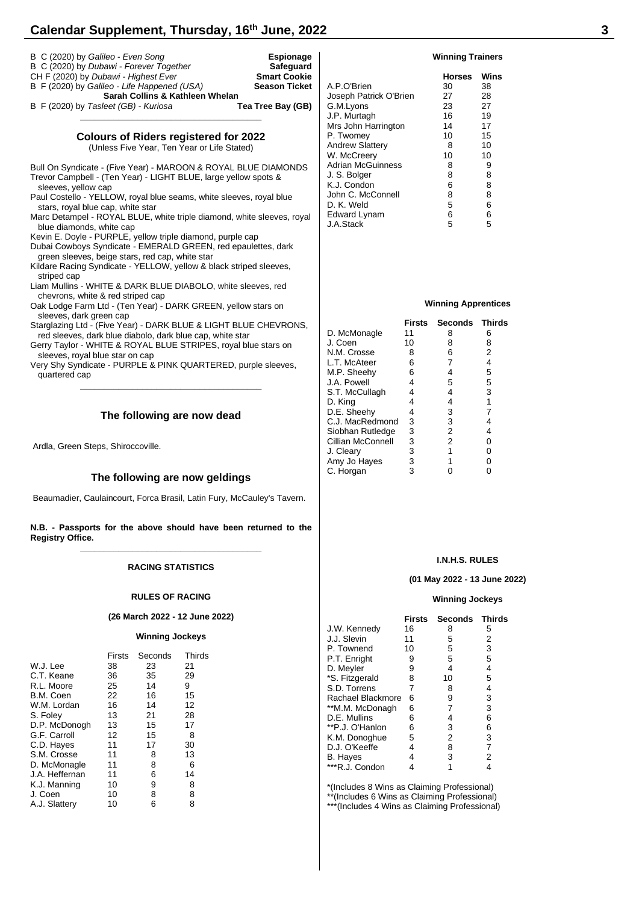B C (2020) by *Galileo - Even Song* **Espionage**
B C (2020) by *Dubawi - Forever Together* **Safeguard**
CH F (2020) by *Dubawi - Highest Ever* **Smart Cookie**
B F (2020) by *Galileo - Life Happened (USA)* **Season Ticket**

**Sarah Collins & Kathleen Whelan**

B F (2020) by *Tasleet (GB) - Kuriosa* **Tea Tree Bay (GB)**

## Colours of Riders registered for 2022

(Unless Five Year, Ten Year or Life Stated)

Bull On Syndicate - (Five Year) - MAROON & ROYAL BLUE DIAMONDS
Trevor Campbell - (Ten Year) - LIGHT BLUE, large yellow spots & sleeves, yellow cap
Paul Costello - YELLOW, royal blue seams, white sleeves, royal blue stars, royal blue cap, white star
Marc Detampel - ROYAL BLUE, white triple diamond, white sleeves, royal blue diamonds, white cap
Kevin E. Doyle - PURPLE, yellow triple diamond, purple cap
Dubai Cowboys Syndicate - EMERALD GREEN, red epaulettes, dark green sleeves, beige stars, red cap, white star
Kildare Racing Syndicate - YELLOW, yellow & black striped sleeves, striped cap
Liam Mullins - WHITE & DARK BLUE DIABOLO, white sleeves, red chevrons, white & red striped cap
Oak Lodge Farm Ltd - (Ten Year) - DARK GREEN, yellow stars on sleeves, dark green cap
Starglazing Ltd - (Five Year) - DARK BLUE & LIGHT BLUE CHEVRONS, red sleeves, dark blue diabolo, dark blue cap, white star
Gerry Taylor - WHITE & ROYAL BLUE STRIPES, royal blue stars on sleeves, royal blue star on cap
Very Shy Syndicate - PURPLE & PINK QUARTERED, purple sleeves, quartered cap

## The following are now dead

Ardla, Green Steps, Shiroccoville.

## The following are now geldings

Beaumadier, Caulaincourt, Forca Brasil, Latin Fury, McCauley's Tavern.

**N.B. - Passports for the above should have been returned to the Registry Office.**

### RACING STATISTICS

### RULES OF RACING

**(26 March 2022 - 12 June 2022)**

#### Winning Jockeys

| | Firsts | Seconds | Thirds |
|---|---|---|---|
| W.J. Lee | 38 | 23 | 21 |
| C.T. Keane | 36 | 35 | 29 |
| R.L. Moore | 25 | 14 | 9 |
| B.M. Coen | 22 | 16 | 15 |
| W.M. Lordan | 16 | 14 | 12 |
| S. Foley | 13 | 21 | 28 |
| D.P. McDonogh | 13 | 15 | 17 |
| G.F. Carroll | 12 | 15 | 8 |
| C.D. Hayes | 11 | 17 | 30 |
| S.M. Crosse | 11 | 8 | 13 |
| D. McMonagle | 11 | 8 | 6 |
| J.A. Heffernan | 11 | 6 | 14 |
| K.J. Manning | 10 | 9 | 8 |
| J. Coen | 10 | 8 | 8 |
| A.J. Slattery | 10 | 6 | 8 |

#### Winning Trainers

| | Horses | Wins |
|---|---|---|
| A.P.O'Brien | 30 | 38 |
| Joseph Patrick O'Brien | 27 | 28 |
| G.M.Lyons | 23 | 27 |
| J.P. Murtagh | 16 | 19 |
| Mrs John Harrington | 14 | 17 |
| P. Twomey | 10 | 15 |
| Andrew Slattery | 8 | 10 |
| W. McCreery | 10 | 10 |
| Adrian McGuinness | 8 | 9 |
| J. S. Bolger | 8 | 8 |
| K.J. Condon | 6 | 8 |
| John C. McConnell | 8 | 8 |
| D. K. Weld | 5 | 6 |
| Edward Lynam | 6 | 6 |
| J.A.Stack | 5 | 5 |

#### Winning Apprentices

| | Firsts | Seconds | Thirds |
|---|---|---|---|
| D. McMonagle | 11 | 8 | 6 |
| J. Coen | 10 | 8 | 8 |
| N.M. Crosse | 8 | 6 | 2 |
| L.T. McAteer | 6 | 7 | 4 |
| M.P. Sheehy | 6 | 4 | 5 |
| J.A. Powell | 4 | 5 | 5 |
| S.T. McCullagh | 4 | 4 | 3 |
| D. King | 4 | 4 | 1 |
| D.E. Sheehy | 4 | 3 | 7 |
| C.J. MacRedmond | 3 | 3 | 4 |
| Siobhan Rutledge | 3 | 2 | 4 |
| Cillian McConnell | 3 | 2 | 0 |
| J. Cleary | 3 | 1 | 0 |
| Amy Jo Hayes | 3 | 1 | 0 |
| C. Horgan | 3 | 0 | 0 |

### I.N.H.S. RULES

**(01 May 2022 - 13 June 2022)**

#### Winning Jockeys

| | Firsts | Seconds | Thirds |
|---|---|---|---|
| J.W. Kennedy | 16 | 8 | 5 |
| J.J. Slevin | 11 | 5 | 2 |
| P. Townend | 10 | 5 | 3 |
| P.T. Enright | 9 | 5 | 5 |
| D. Meyler | 9 | 4 | 4 |
| *S. Fitzgerald | 8 | 10 | 5 |
| S.D. Torrens | 7 | 8 | 4 |
| Rachael Blackmore | 6 | 9 | 3 |
| **M.M. McDonagh | 6 | 7 | 3 |
| D.E. Mullins | 6 | 4 | 6 |
| **P.J. O'Hanlon | 6 | 3 | 6 |
| K.M. Donoghue | 5 | 2 | 3 |
| D.J. O'Keeffe | 4 | 8 | 7 |
| B. Hayes | 4 | 3 | 2 |
| ***R.J. Condon | 4 | 1 | 4 |

*(Includes 8 Wins as Claiming Professional)
**(Includes 6 Wins as Claiming Professional)
***(Includes 4 Wins as Claiming Professional)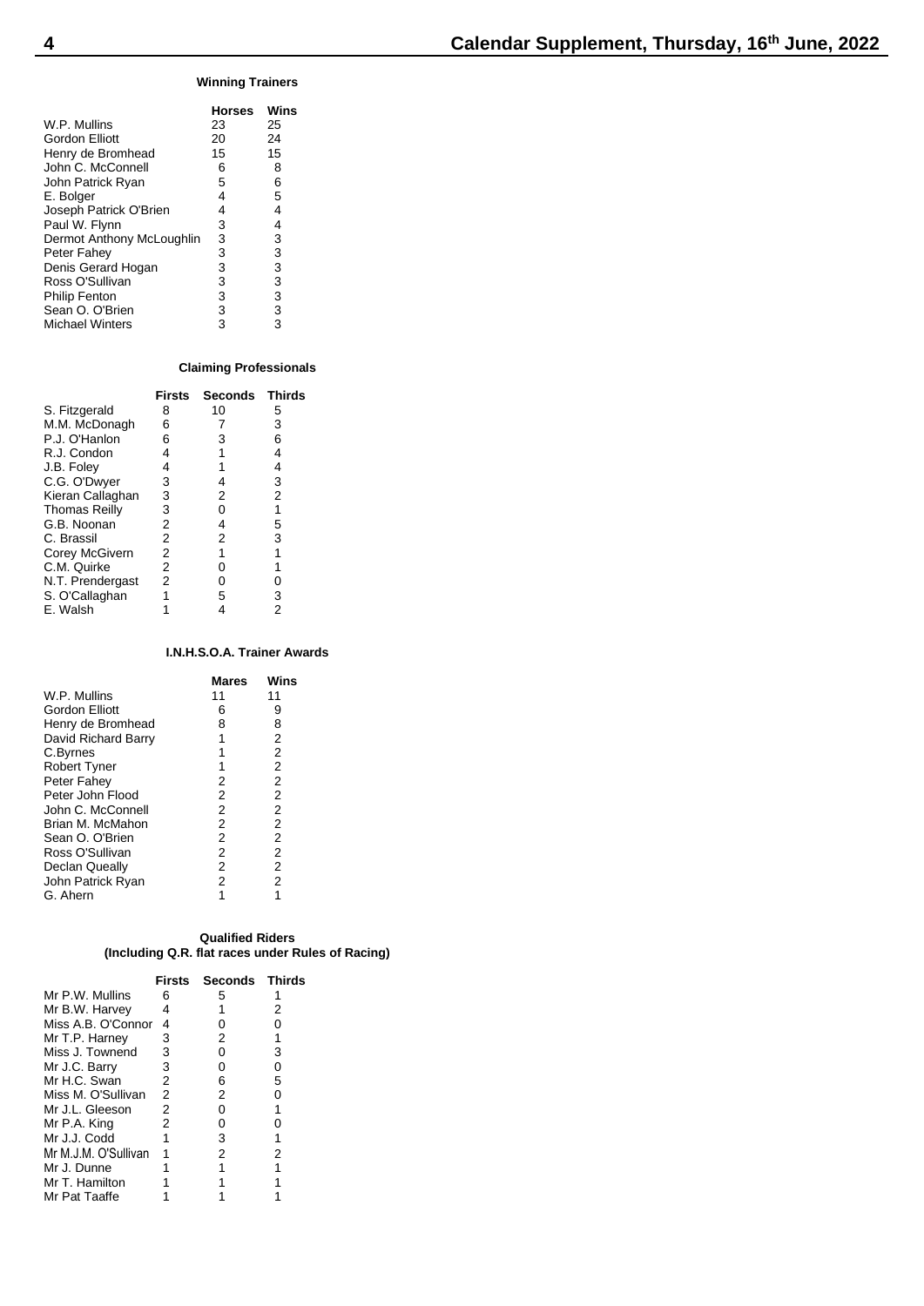### Winning Trainers

| | Horses | Wins |
|---|---|---|
| W.P. Mullins | 23 | 25 |
| Gordon Elliott | 20 | 24 |
| Henry de Bromhead | 15 | 15 |
| John C. McConnell | 6 | 8 |
| John Patrick Ryan | 5 | 6 |
| E. Bolger | 4 | 5 |
| Joseph Patrick O'Brien | 4 | 4 |
| Paul W. Flynn | 3 | 4 |
| Dermot Anthony McLoughlin | 3 | 3 |
| Peter Fahey | 3 | 3 |
| Denis Gerard Hogan | 3 | 3 |
| Ross O'Sullivan | 3 | 3 |
| Philip Fenton | 3 | 3 |
| Sean O. O'Brien | 3 | 3 |
| Michael Winters | 3 | 3 |

### Claiming Professionals

| | Firsts | Seconds | Thirds |
|---|---|---|---|
| S. Fitzgerald | 8 | 10 | 5 |
| M.M. McDonagh | 6 | 7 | 3 |
| P.J. O'Hanlon | 6 | 3 | 6 |
| R.J. Condon | 4 | 1 | 4 |
| J.B. Foley | 4 | 1 | 4 |
| C.G. O'Dwyer | 3 | 4 | 3 |
| Kieran Callaghan | 3 | 2 | 2 |
| Thomas Reilly | 3 | 0 | 1 |
| G.B. Noonan | 2 | 4 | 5 |
| C. Brassil | 2 | 2 | 3 |
| Corey McGivern | 2 | 1 | 1 |
| C.M. Quirke | 2 | 0 | 1 |
| N.T. Prendergast | 2 | 0 | 0 |
| S. O'Callaghan | 1 | 5 | 3 |
| E. Walsh | 1 | 4 | 2 |

### I.N.H.S.O.A. Trainer Awards

| | Mares | Wins |
|---|---|---|
| W.P. Mullins | 11 | 11 |
| Gordon Elliott | 6 | 9 |
| Henry de Bromhead | 8 | 8 |
| David Richard Barry | 1 | 2 |
| C.Byrnes | 1 | 2 |
| Robert Tyner | 1 | 2 |
| Peter Fahey | 2 | 2 |
| Peter John Flood | 2 | 2 |
| John C. McConnell | 2 | 2 |
| Brian M. McMahon | 2 | 2 |
| Sean O. O'Brien | 2 | 2 |
| Ross O'Sullivan | 2 | 2 |
| Declan Queally | 2 | 2 |
| John Patrick Ryan | 2 | 2 |
| G. Ahern | 1 | 1 |

### Qualified Riders
### (Including Q.R. flat races under Rules of Racing)

| | Firsts | Seconds | Thirds |
|---|---|---|---|
| Mr P.W. Mullins | 6 | 5 | 1 |
| Mr B.W. Harvey | 4 | 1 | 2 |
| Miss A.B. O'Connor | 4 | 0 | 0 |
| Mr T.P. Harney | 3 | 2 | 1 |
| Miss J. Townend | 3 | 0 | 3 |
| Mr J.C. Barry | 3 | 0 | 0 |
| Mr H.C. Swan | 2 | 6 | 5 |
| Miss M. O'Sullivan | 2 | 2 | 0 |
| Mr J.L. Gleeson | 2 | 0 | 1 |
| Mr P.A. King | 2 | 0 | 0 |
| Mr J.J. Codd | 1 | 3 | 1 |
| Mr M.J.M. O'Sullivan | 1 | 2 | 2 |
| Mr J. Dunne | 1 | 1 | 1 |
| Mr T. Hamilton | 1 | 1 | 1 |
| Mr Pat Taaffe | 1 | 1 | 1 |